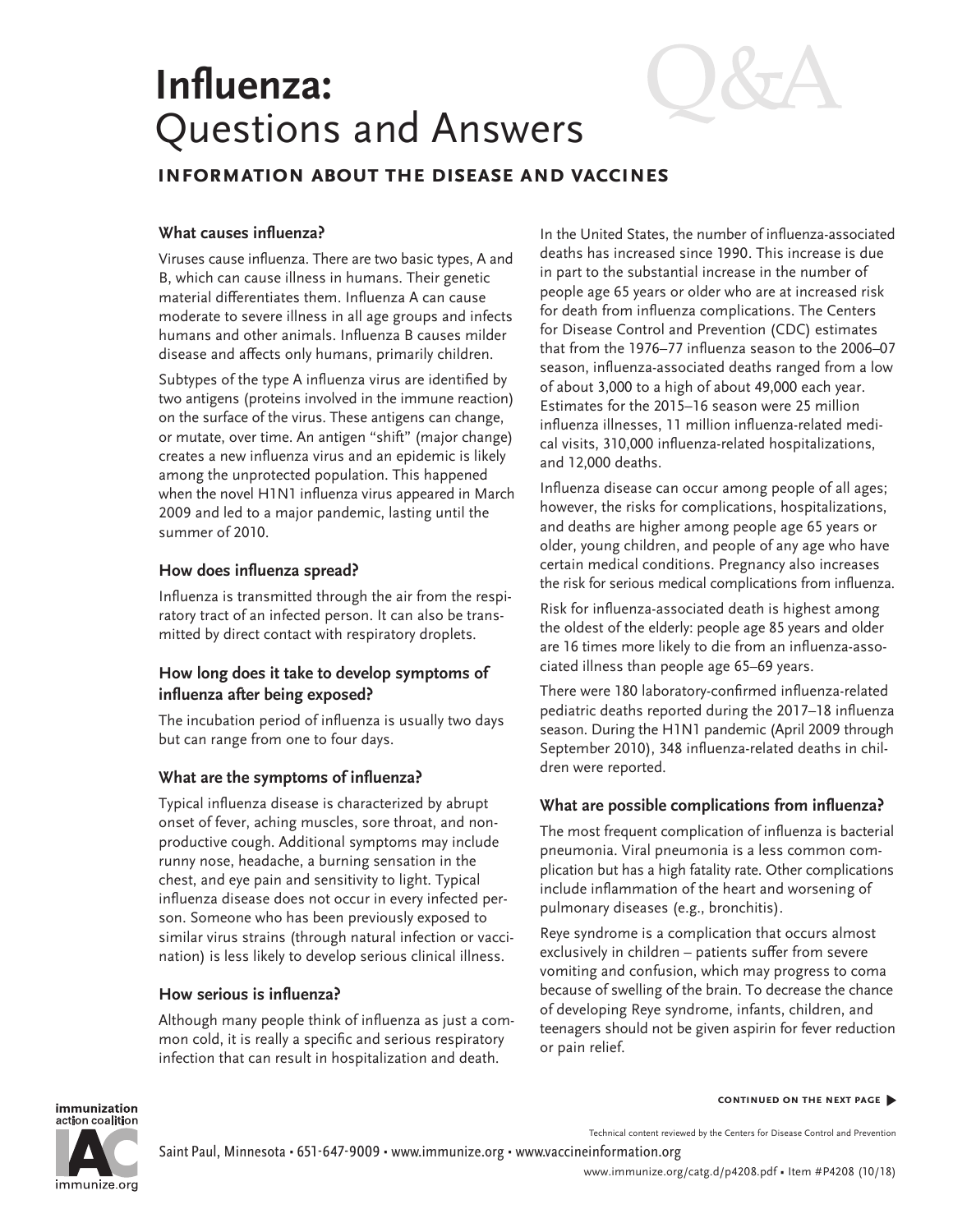# Influenza: Questions and Answers

## Information about the disease and vaccines

### What causes influenza?

Viruses cause influenza. There are two basic types, A and B, which can cause illness in humans. Their genetic material differentiates them. Influenza A can cause moderate to severe illness in all age groups and infects humans and other animals. Influenza B causes milder disease and affects only humans, primarily children.

Subtypes of the type A influenza virus are identified by two antigens (proteins involved in the immune reaction) on the surface of the virus. These antigens can change, or mutate, over time. An antigen "shift" (major change) creates a new influenza virus and an epidemic is likely among the unprotected population. This happened when the novel H1N1 influenza virus appeared in March 2009 and led to a major pandemic, lasting until the summer of 2010.

### How does influenza spread?

Influenza is transmitted through the air from the respiratory tract of an infected person. It can also be transmitted by direct contact with respiratory droplets.

### How long does it take to develop symptoms of influenza after being exposed?

The incubation period of influenza is usually two days but can range from one to four days.

### What are the symptoms of influenza?

Typical influenza disease is characterized by abrupt onset of fever, aching muscles, sore throat, and non-productive cough. Additional symptoms may include runny nose, headache, a burning sensation in the chest, and eye pain and sensitivity to light. Typical influenza disease does not occur in every infected person. Someone who has been previously exposed to similar virus strains (through natural infection or vaccination) is less likely to develop serious clinical illness.

### How serious is influenza?

Although many people think of influenza as just a common cold, it is really a specific and serious respiratory infection that can result in hospitalization and death.

In the United States, the number of influenza-associated deaths has increased since 1990. This increase is due in part to the substantial increase in the number of people age 65 years or older who are at increased risk for death from influenza complications. The Centers for Disease Control and Prevention (CDC) estimates that from the 1976–77 influenza season to the 2006–07 season, influenza-associated deaths ranged from a low of about 3,000 to a high of about 49,000 each year. Estimates for the 2015–16 season were 25 million influenza illnesses, 11 million influenza-related medical visits, 310,000 influenza-related hospitalizations, and 12,000 deaths.

Influenza disease can occur among people of all ages; however, the risks for complications, hospitalizations, and deaths are higher among people age 65 years or older, young children, and people of any age who have certain medical conditions. Pregnancy also increases the risk for serious medical complications from influenza.

Risk for influenza-associated death is highest among the oldest of the elderly: people age 85 years and older are 16 times more likely to die from an influenza-associated illness than people age 65–69 years.

There were 180 laboratory-confirmed influenza-related pediatric deaths reported during the 2017–18 influenza season. During the H1N1 pandemic (April 2009 through September 2010), 348 influenza-related deaths in children were reported.

### What are possible complications from influenza?

The most frequent complication of influenza is bacterial pneumonia. Viral pneumonia is a less common complication but has a high fatality rate. Other complications include inflammation of the heart and worsening of pulmonary diseases (e.g., bronchitis).

Reye syndrome is a complication that occurs almost exclusively in children – patients suffer from severe vomiting and confusion, which may progress to coma because of swelling of the brain. To decrease the chance of developing Reye syndrome, infants, children, and teenagers should not be given aspirin for fever reduction or pain relief.

continued on the next page ▶

Technical content reviewed by the Centers for Disease Control and Prevention

Saint Paul, Minnesota • 651-647-9009 • www.immunize.org • www.vaccineinformation.org

www.immunize.org/catg.d/p4208.pdf • Item #P4208 (10/18)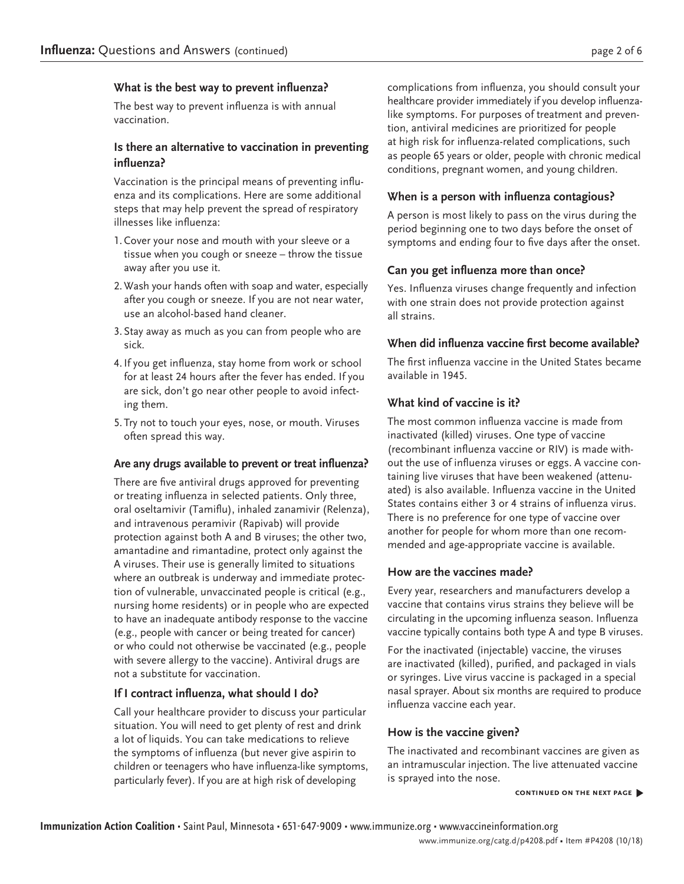### What is the best way to prevent influenza?

The best way to prevent influenza is with annual vaccination.

### Is there an alternative to vaccination in preventing influenza?

Vaccination is the principal means of preventing influenza and its complications. Here are some additional steps that may help prevent the spread of respiratory illnesses like influenza:

1. Cover your nose and mouth with your sleeve or a tissue when you cough or sneeze – throw the tissue away after you use it.
2. Wash your hands often with soap and water, especially after you cough or sneeze. If you are not near water, use an alcohol-based hand cleaner.
3. Stay away as much as you can from people who are sick.
4. If you get influenza, stay home from work or school for at least 24 hours after the fever has ended. If you are sick, don't go near other people to avoid infecting them.
5. Try not to touch your eyes, nose, or mouth. Viruses often spread this way.

### Are any drugs available to prevent or treat influenza?

There are five antiviral drugs approved for preventing or treating influenza in selected patients. Only three, oral oseltamivir (Tamiflu), inhaled zanamivir (Relenza), and intravenous peramivir (Rapivab) will provide protection against both A and B viruses; the other two, amantadine and rimantadine, protect only against the A viruses. Their use is generally limited to situations where an outbreak is underway and immediate protection of vulnerable, unvaccinated people is critical (e.g., nursing home residents) or in people who are expected to have an inadequate antibody response to the vaccine (e.g., people with cancer or being treated for cancer) or who could not otherwise be vaccinated (e.g., people with severe allergy to the vaccine). Antiviral drugs are not a substitute for vaccination.

### If I contract influenza, what should I do?

Call your healthcare provider to discuss your particular situation. You will need to get plenty of rest and drink a lot of liquids. You can take medications to relieve the symptoms of influenza (but never give aspirin to children or teenagers who have influenza-like symptoms, particularly fever). If you are at high risk of developing complications from influenza, you should consult your healthcare provider immediately if you develop influenza-like symptoms. For purposes of treatment and prevention, antiviral medicines are prioritized for people at high risk for influenza-related complications, such as people 65 years or older, people with chronic medical conditions, pregnant women, and young children.

### When is a person with influenza contagious?

A person is most likely to pass on the virus during the period beginning one to two days before the onset of symptoms and ending four to five days after the onset.

### Can you get influenza more than once?

Yes. Influenza viruses change frequently and infection with one strain does not provide protection against all strains.

### When did influenza vaccine first become available?

The first influenza vaccine in the United States became available in 1945.

### What kind of vaccine is it?

The most common influenza vaccine is made from inactivated (killed) viruses. One type of vaccine (recombinant influenza vaccine or RIV) is made without the use of influenza viruses or eggs. A vaccine containing live viruses that have been weakened (attenuated) is also available. Influenza vaccine in the United States contains either 3 or 4 strains of influenza virus. There is no preference for one type of vaccine over another for people for whom more than one recommended and age-appropriate vaccine is available.

### How are the vaccines made?

Every year, researchers and manufacturers develop a vaccine that contains virus strains they believe will be circulating in the upcoming influenza season. Influenza vaccine typically contains both type A and type B viruses.

For the inactivated (injectable) vaccine, the viruses are inactivated (killed), purified, and packaged in vials or syringes. Live virus vaccine is packaged in a special nasal sprayer. About six months are required to produce influenza vaccine each year.

### How is the vaccine given?

The inactivated and recombinant vaccines are given as an intramuscular injection. The live attenuated vaccine is sprayed into the nose.

CONTINUED ON THE NEXT PAGE ▶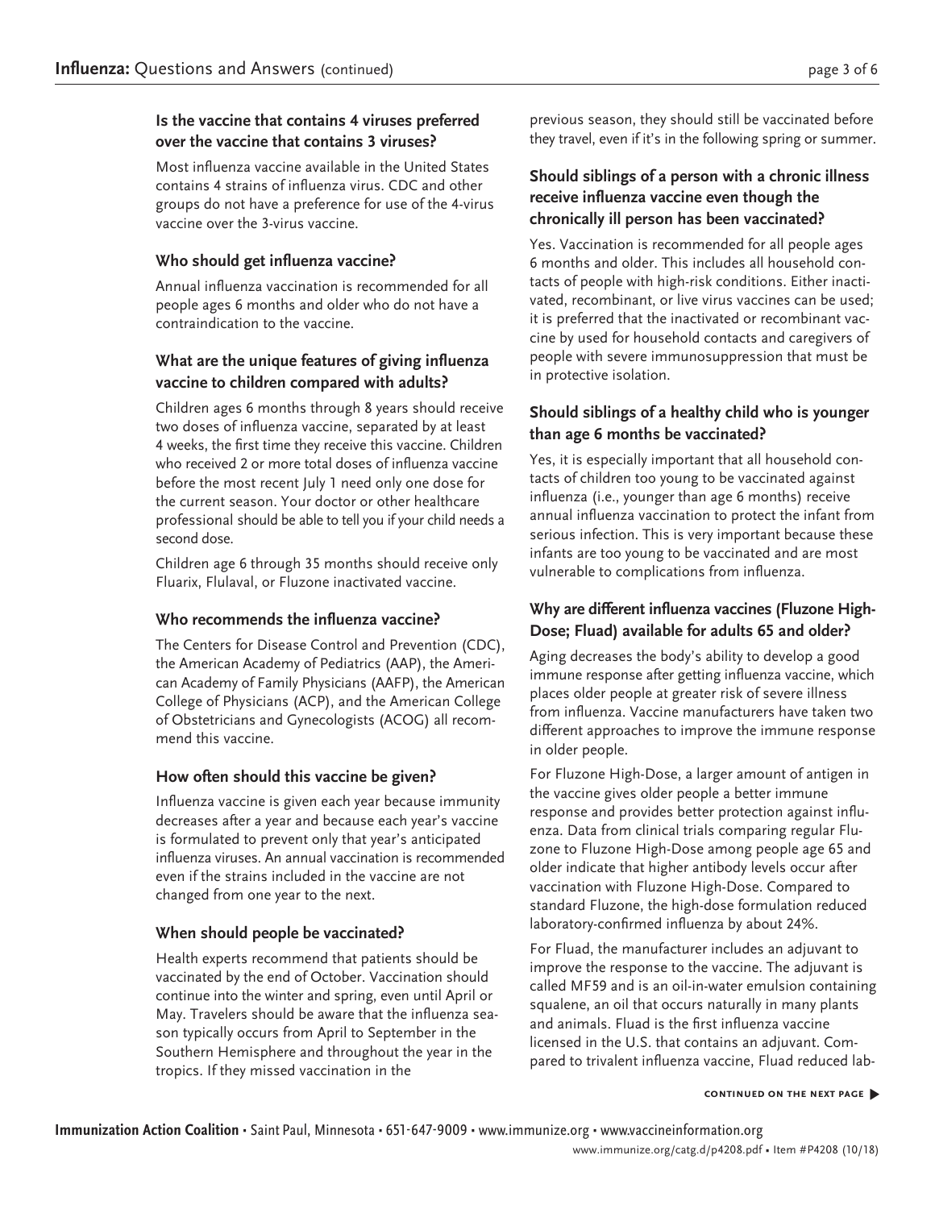### Is the vaccine that contains 4 viruses preferred over the vaccine that contains 3 viruses?

Most influenza vaccine available in the United States contains 4 strains of influenza virus. CDC and other groups do not have a preference for use of the 4-virus vaccine over the 3-virus vaccine.

### Who should get influenza vaccine?

Annual influenza vaccination is recommended for all people ages 6 months and older who do not have a contraindication to the vaccine.

### What are the unique features of giving influenza vaccine to children compared with adults?

Children ages 6 months through 8 years should receive two doses of influenza vaccine, separated by at least 4 weeks, the first time they receive this vaccine. Children who received 2 or more total doses of influenza vaccine before the most recent July 1 need only one dose for the current season. Your doctor or other healthcare professional should be able to tell you if your child needs a second dose.

Children age 6 through 35 months should receive only Fluarix, Flulaval, or Fluzone inactivated vaccine.

### Who recommends the influenza vaccine?

The Centers for Disease Control and Prevention (CDC), the American Academy of Pediatrics (AAP), the American Academy of Family Physicians (AAFP), the American College of Physicians (ACP), and the American College of Obstetricians and Gynecologists (ACOG) all recommend this vaccine.

### How often should this vaccine be given?

Influenza vaccine is given each year because immunity decreases after a year and because each year's vaccine is formulated to prevent only that year's anticipated influenza viruses. An annual vaccination is recommended even if the strains included in the vaccine are not changed from one year to the next.

### When should people be vaccinated?

Health experts recommend that patients should be vaccinated by the end of October. Vaccination should continue into the winter and spring, even until April or May. Travelers should be aware that the influenza season typically occurs from April to September in the Southern Hemisphere and throughout the year in the tropics. If they missed vaccination in the previous season, they should still be vaccinated before they travel, even if it's in the following spring or summer.

### Should siblings of a person with a chronic illness receive influenza vaccine even though the chronically ill person has been vaccinated?

Yes. Vaccination is recommended for all people ages 6 months and older. This includes all household contacts of people with high-risk conditions. Either inactivated, recombinant, or live virus vaccines can be used; it is preferred that the inactivated or recombinant vaccine by used for household contacts and caregivers of people with severe immunosuppression that must be in protective isolation.

### Should siblings of a healthy child who is younger than age 6 months be vaccinated?

Yes, it is especially important that all household contacts of children too young to be vaccinated against influenza (i.e., younger than age 6 months) receive annual influenza vaccination to protect the infant from serious infection. This is very important because these infants are too young to be vaccinated and are most vulnerable to complications from influenza.

### Why are different influenza vaccines (Fluzone High-Dose; Fluad) available for adults 65 and older?

Aging decreases the body's ability to develop a good immune response after getting influenza vaccine, which places older people at greater risk of severe illness from influenza. Vaccine manufacturers have taken two different approaches to improve the immune response in older people.

For Fluzone High-Dose, a larger amount of antigen in the vaccine gives older people a better immune response and provides better protection against influenza. Data from clinical trials comparing regular Fluzone to Fluzone High-Dose among people age 65 and older indicate that higher antibody levels occur after vaccination with Fluzone High-Dose. Compared to standard Fluzone, the high-dose formulation reduced laboratory-confirmed influenza by about 24%.

For Fluad, the manufacturer includes an adjuvant to improve the response to the vaccine. The adjuvant is called MF59 and is an oil-in-water emulsion containing squalene, an oil that occurs naturally in many plants and animals. Fluad is the first influenza vaccine licensed in the U.S. that contains an adjuvant. Compared to trivalent influenza vaccine, Fluad reduced lab-

continued on the next page ▶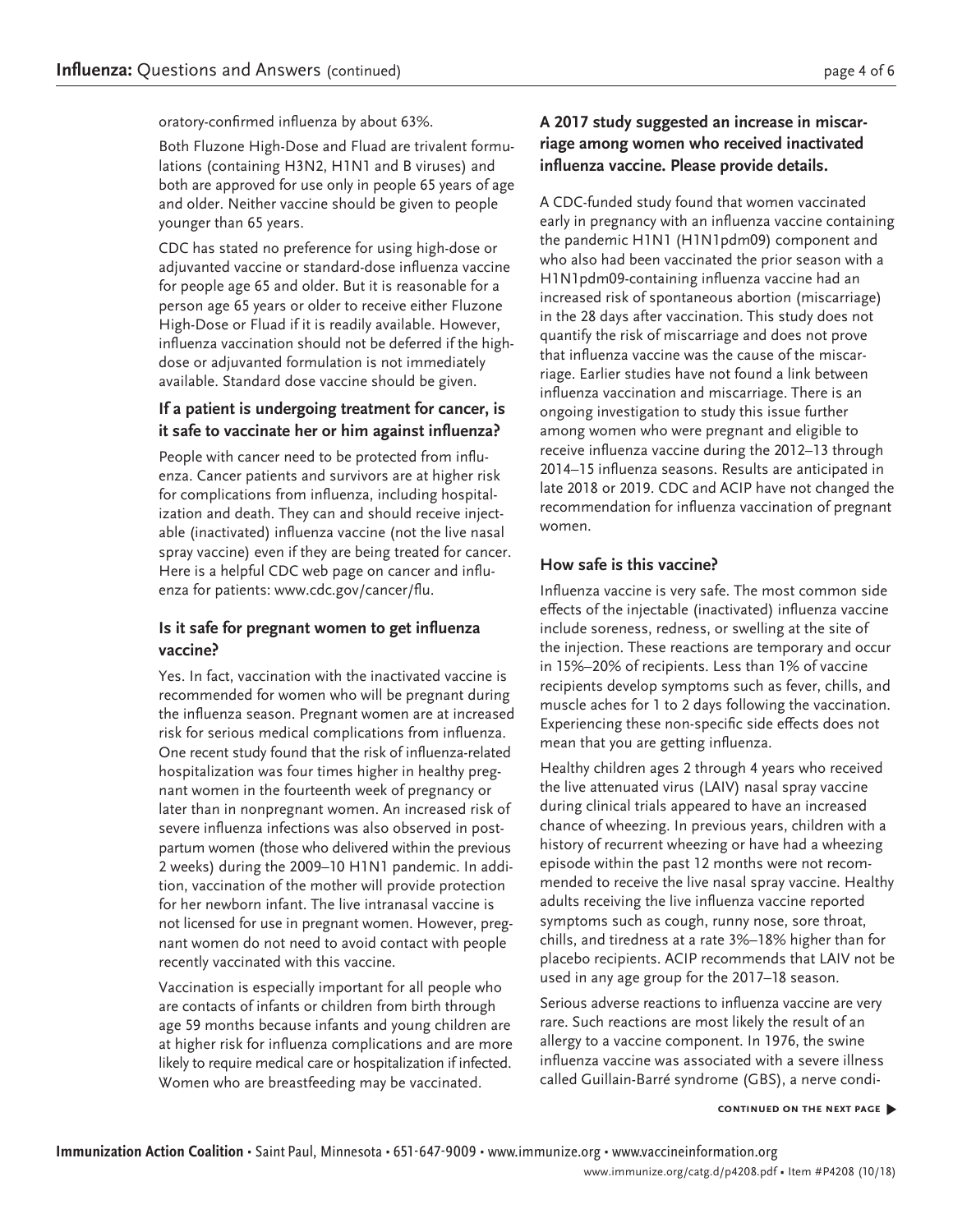oratory-confirmed influenza by about 63%.

Both Fluzone High-Dose and Fluad are trivalent formulations (containing H3N2, H1N1 and B viruses) and both are approved for use only in people 65 years of age and older. Neither vaccine should be given to people younger than 65 years.

CDC has stated no preference for using high-dose or adjuvanted vaccine or standard-dose influenza vaccine for people age 65 and older. But it is reasonable for a person age 65 years or older to receive either Fluzone High-Dose or Fluad if it is readily available. However, influenza vaccination should not be deferred if the high-dose or adjuvanted formulation is not immediately available. Standard dose vaccine should be given.

### If a patient is undergoing treatment for cancer, is it safe to vaccinate her or him against influenza?

People with cancer need to be protected from influenza. Cancer patients and survivors are at higher risk for complications from influenza, including hospitalization and death. They can and should receive injectable (inactivated) influenza vaccine (not the live nasal spray vaccine) even if they are being treated for cancer. Here is a helpful CDC web page on cancer and influenza for patients: www.cdc.gov/cancer/flu.

### Is it safe for pregnant women to get influenza vaccine?

Yes. In fact, vaccination with the inactivated vaccine is recommended for women who will be pregnant during the influenza season. Pregnant women are at increased risk for serious medical complications from influenza. One recent study found that the risk of influenza-related hospitalization was four times higher in healthy pregnant women in the fourteenth week of pregnancy or later than in nonpregnant women. An increased risk of severe influenza infections was also observed in postpartum women (those who delivered within the previous 2 weeks) during the 2009–10 H1N1 pandemic. In addition, vaccination of the mother will provide protection for her newborn infant. The live intranasal vaccine is not licensed for use in pregnant women. However, pregnant women do not need to avoid contact with people recently vaccinated with this vaccine.

Vaccination is especially important for all people who are contacts of infants or children from birth through age 59 months because infants and young children are at higher risk for influenza complications and are more likely to require medical care or hospitalization if infected. Women who are breastfeeding may be vaccinated.

### A 2017 study suggested an increase in miscarriage among women who received inactivated influenza vaccine. Please provide details.

A CDC-funded study found that women vaccinated early in pregnancy with an influenza vaccine containing the pandemic H1N1 (H1N1pdm09) component and who also had been vaccinated the prior season with a H1N1pdm09-containing influenza vaccine had an increased risk of spontaneous abortion (miscarriage) in the 28 days after vaccination. This study does not quantify the risk of miscarriage and does not prove that influenza vaccine was the cause of the miscarriage. Earlier studies have not found a link between influenza vaccination and miscarriage. There is an ongoing investigation to study this issue further among women who were pregnant and eligible to receive influenza vaccine during the 2012–13 through 2014–15 influenza seasons. Results are anticipated in late 2018 or 2019. CDC and ACIP have not changed the recommendation for influenza vaccination of pregnant women.

### How safe is this vaccine?

Influenza vaccine is very safe. The most common side effects of the injectable (inactivated) influenza vaccine include soreness, redness, or swelling at the site of the injection. These reactions are temporary and occur in 15%–20% of recipients. Less than 1% of vaccine recipients develop symptoms such as fever, chills, and muscle aches for 1 to 2 days following the vaccination. Experiencing these non-specific side effects does not mean that you are getting influenza.

Healthy children ages 2 through 4 years who received the live attenuated virus (LAIV) nasal spray vaccine during clinical trials appeared to have an increased chance of wheezing. In previous years, children with a history of recurrent wheezing or have had a wheezing episode within the past 12 months were not recommended to receive the live nasal spray vaccine. Healthy adults receiving the live influenza vaccine reported symptoms such as cough, runny nose, sore throat, chills, and tiredness at a rate 3%–18% higher than for placebo recipients. ACIP recommends that LAIV not be used in any age group for the 2017–18 season.

Serious adverse reactions to influenza vaccine are very rare. Such reactions are most likely the result of an allergy to a vaccine component. In 1976, the swine influenza vaccine was associated with a severe illness called Guillain-Barré syndrome (GBS), a nerve condi-

continued on the next page ▶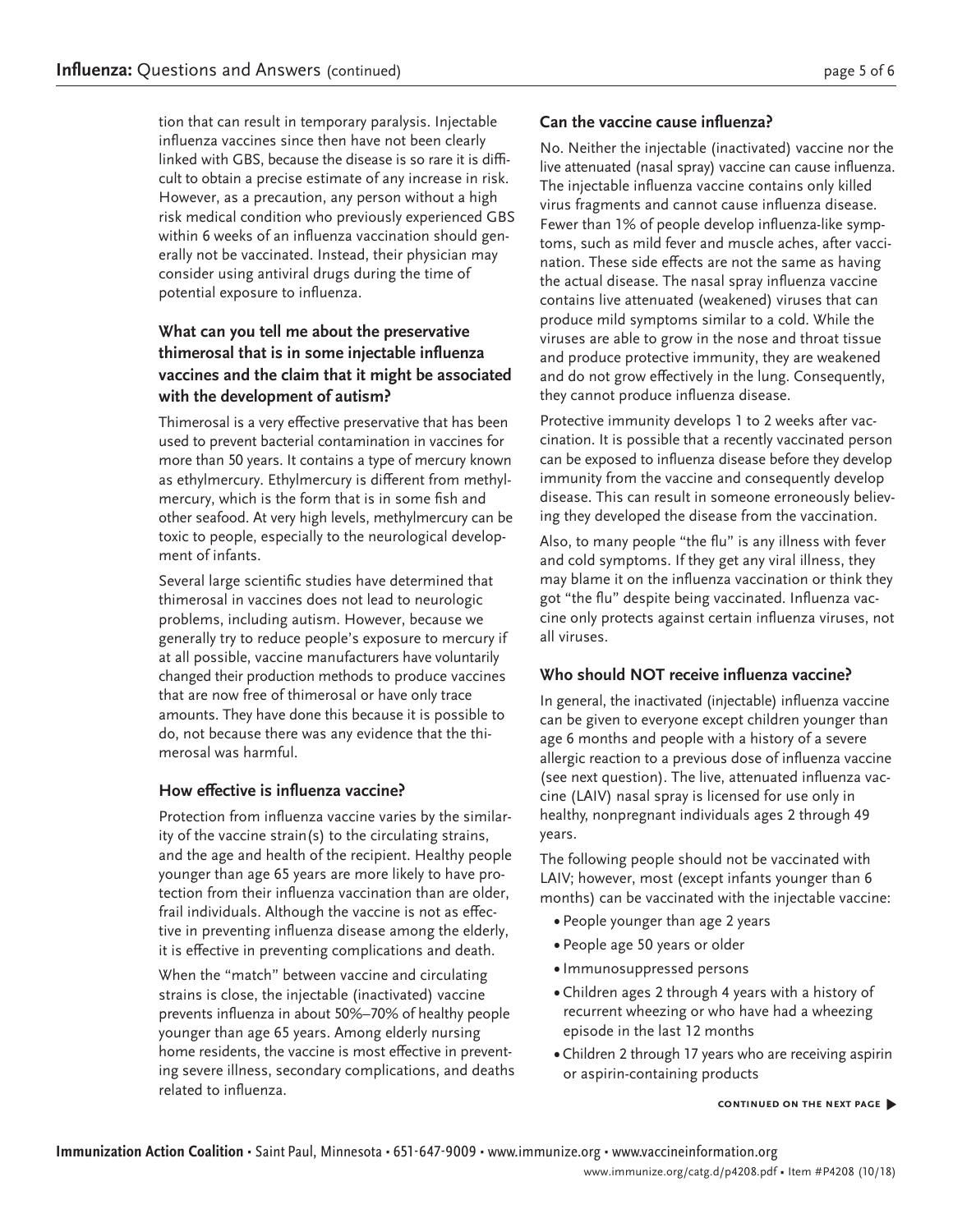tion that can result in temporary paralysis. Injectable influenza vaccines since then have not been clearly linked with GBS, because the disease is so rare it is difficult to obtain a precise estimate of any increase in risk. However, as a precaution, any person without a high risk medical condition who previously experienced GBS within 6 weeks of an influenza vaccination should generally not be vaccinated. Instead, their physician may consider using antiviral drugs during the time of potential exposure to influenza.

### What can you tell me about the preservative thimerosal that is in some injectable influenza vaccines and the claim that it might be associated with the development of autism?

Thimerosal is a very effective preservative that has been used to prevent bacterial contamination in vaccines for more than 50 years. It contains a type of mercury known as ethylmercury. Ethylmercury is different from methylmercury, which is the form that is in some fish and other seafood. At very high levels, methylmercury can be toxic to people, especially to the neurological development of infants.

Several large scientific studies have determined that thimerosal in vaccines does not lead to neurologic problems, including autism. However, because we generally try to reduce people's exposure to mercury if at all possible, vaccine manufacturers have voluntarily changed their production methods to produce vaccines that are now free of thimerosal or have only trace amounts. They have done this because it is possible to do, not because there was any evidence that the thimerosal was harmful.

### How effective is influenza vaccine?

Protection from influenza vaccine varies by the similarity of the vaccine strain(s) to the circulating strains, and the age and health of the recipient. Healthy people younger than age 65 years are more likely to have protection from their influenza vaccination than are older, frail individuals. Although the vaccine is not as effective in preventing influenza disease among the elderly, it is effective in preventing complications and death.

When the "match" between vaccine and circulating strains is close, the injectable (inactivated) vaccine prevents influenza in about 50%–70% of healthy people younger than age 65 years. Among elderly nursing home residents, the vaccine is most effective in preventing severe illness, secondary complications, and deaths related to influenza.

### Can the vaccine cause influenza?

No. Neither the injectable (inactivated) vaccine nor the live attenuated (nasal spray) vaccine can cause influenza. The injectable influenza vaccine contains only killed virus fragments and cannot cause influenza disease. Fewer than 1% of people develop influenza-like symptoms, such as mild fever and muscle aches, after vaccination. These side effects are not the same as having the actual disease. The nasal spray influenza vaccine contains live attenuated (weakened) viruses that can produce mild symptoms similar to a cold. While the viruses are able to grow in the nose and throat tissue and produce protective immunity, they are weakened and do not grow effectively in the lung. Consequently, they cannot produce influenza disease.

Protective immunity develops 1 to 2 weeks after vaccination. It is possible that a recently vaccinated person can be exposed to influenza disease before they develop immunity from the vaccine and consequently develop disease. This can result in someone erroneously believing they developed the disease from the vaccination.

Also, to many people "the flu" is any illness with fever and cold symptoms. If they get any viral illness, they may blame it on the influenza vaccination or think they got "the flu" despite being vaccinated. Influenza vaccine only protects against certain influenza viruses, not all viruses.

### Who should NOT receive influenza vaccine?

In general, the inactivated (injectable) influenza vaccine can be given to everyone except children younger than age 6 months and people with a history of a severe allergic reaction to a previous dose of influenza vaccine (see next question). The live, attenuated influenza vaccine (LAIV) nasal spray is licensed for use only in healthy, nonpregnant individuals ages 2 through 49 years.

The following people should not be vaccinated with LAIV; however, most (except infants younger than 6 months) can be vaccinated with the injectable vaccine:

- People younger than age 2 years
- People age 50 years or older
- Immunosuppressed persons
- Children ages 2 through 4 years with a history of recurrent wheezing or who have had a wheezing episode in the last 12 months
- Children 2 through 17 years who are receiving aspirin or aspirin-containing products

**CONTINUED ON THE NEXT PAGE ▶**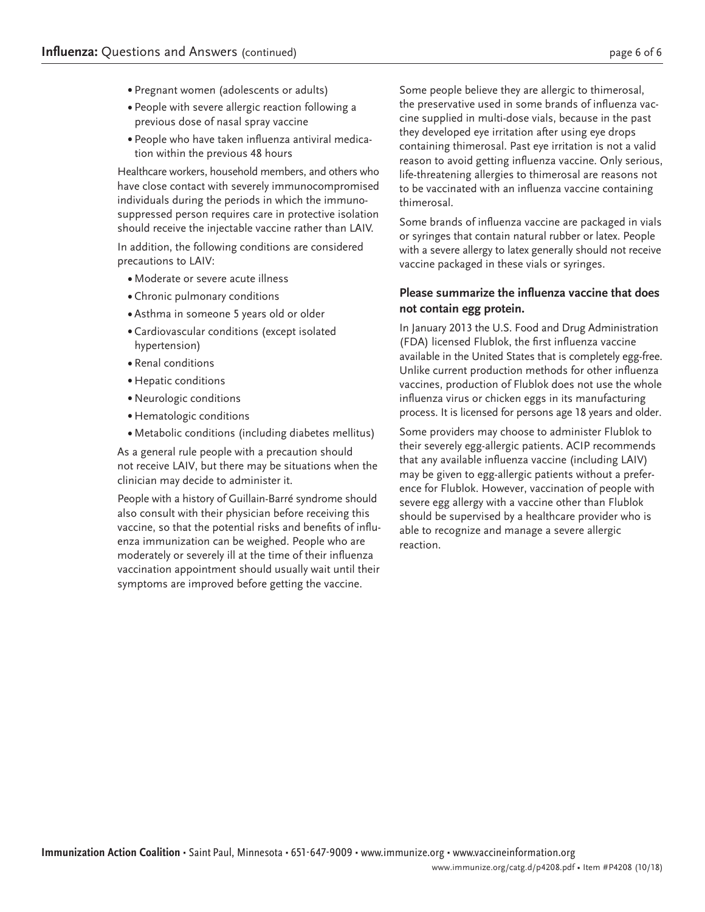- Pregnant women (adolescents or adults)
- People with severe allergic reaction following a previous dose of nasal spray vaccine
- People who have taken influenza antiviral medication within the previous 48 hours

Healthcare workers, household members, and others who have close contact with severely immunocompromised individuals during the periods in which the immunosuppressed person requires care in protective isolation should receive the injectable vaccine rather than LAIV.

In addition, the following conditions are considered precautions to LAIV:

- Moderate or severe acute illness
- Chronic pulmonary conditions
- Asthma in someone 5 years old or older
- Cardiovascular conditions (except isolated hypertension)
- Renal conditions
- Hepatic conditions
- Neurologic conditions
- Hematologic conditions
- Metabolic conditions (including diabetes mellitus)

As a general rule people with a precaution should not receive LAIV, but there may be situations when the clinician may decide to administer it.

People with a history of Guillain-Barré syndrome should also consult with their physician before receiving this vaccine, so that the potential risks and benefits of influenza immunization can be weighed. People who are moderately or severely ill at the time of their influenza vaccination appointment should usually wait until their symptoms are improved before getting the vaccine.

Some people believe they are allergic to thimerosal, the preservative used in some brands of influenza vaccine supplied in multi-dose vials, because in the past they developed eye irritation after using eye drops containing thimerosal. Past eye irritation is not a valid reason to avoid getting influenza vaccine. Only serious, life-threatening allergies to thimerosal are reasons not to be vaccinated with an influenza vaccine containing thimerosal.

Some brands of influenza vaccine are packaged in vials or syringes that contain natural rubber or latex. People with a severe allergy to latex generally should not receive vaccine packaged in these vials or syringes.

### Please summarize the influenza vaccine that does not contain egg protein.

In January 2013 the U.S. Food and Drug Administration (FDA) licensed Flublok, the first influenza vaccine available in the United States that is completely egg-free. Unlike current production methods for other influenza vaccines, production of Flublok does not use the whole influenza virus or chicken eggs in its manufacturing process. It is licensed for persons age 18 years and older.

Some providers may choose to administer Flublok to their severely egg-allergic patients. ACIP recommends that any available influenza vaccine (including LAIV) may be given to egg-allergic patients without a preference for Flublok. However, vaccination of people with severe egg allergy with a vaccine other than Flublok should be supervised by a healthcare provider who is able to recognize and manage a severe allergic reaction.